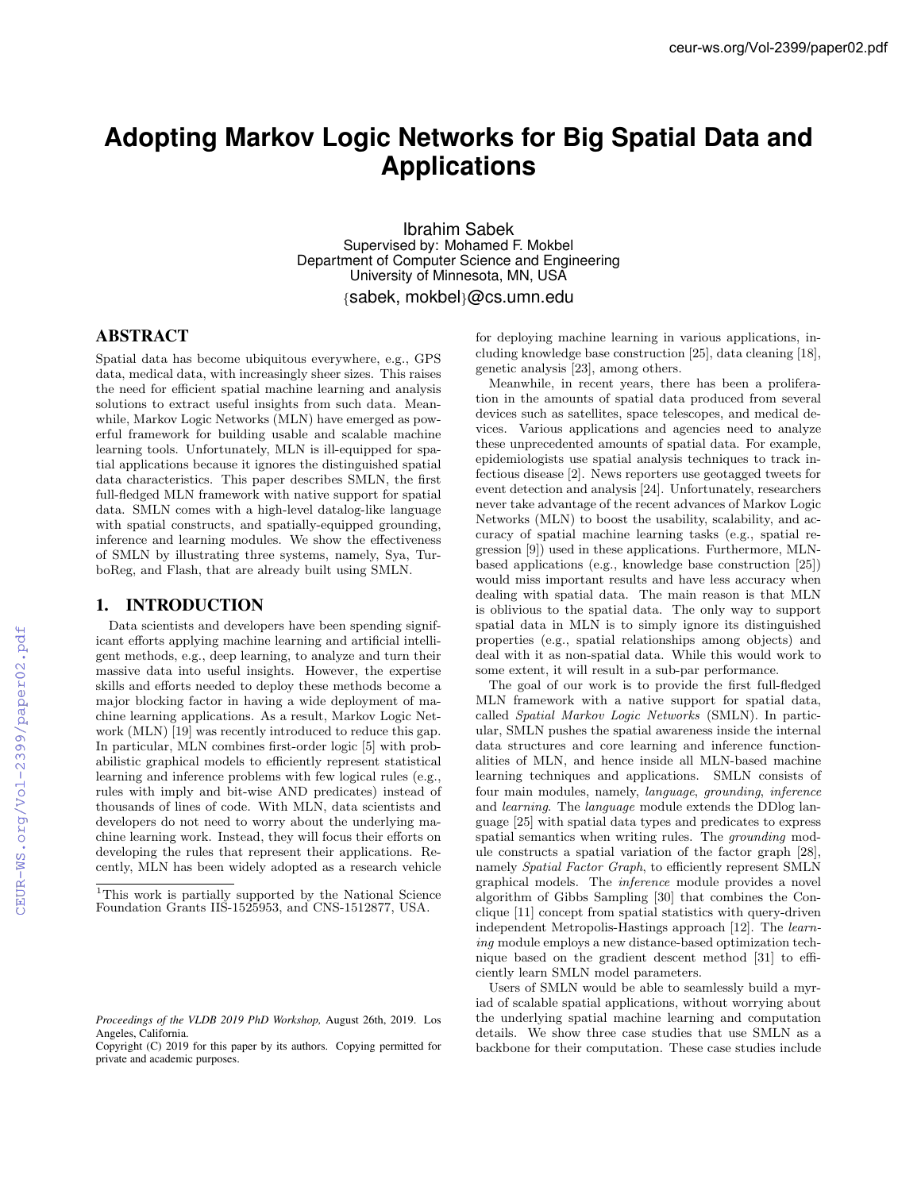# Adopting Markov Logic Networks for Big Spatial Data and Applications

Ibrahim Sabek
Supervised by: Mohamed F. Mokbel
Department of Computer Science and Engineering
University of Minnesota, MN, USA
{sabek, mokbel}@cs.umn.edu

## ABSTRACT

Spatial data has become ubiquitous everywhere, e.g., GPS data, medical data, with increasingly sheer sizes. This raises the need for efficient spatial machine learning and analysis solutions to extract useful insights from such data. Meanwhile, Markov Logic Networks (MLN) have emerged as powerful framework for building usable and scalable machine learning tools. Unfortunately, MLN is ill-equipped for spatial applications because it ignores the distinguished spatial data characteristics. This paper describes SMLN, the first full-fledged MLN framework with native support for spatial data. SMLN comes with a high-level datalog-like language with spatial constructs, and spatially-equipped grounding, inference and learning modules. We show the effectiveness of SMLN by illustrating three systems, namely, Sya, TurboReg, and Flash, that are already built using SMLN.

## 1. INTRODUCTION

Data scientists and developers have been spending significant efforts applying machine learning and artificial intelligent methods, e.g., deep learning, to analyze and turn their massive data into useful insights. However, the expertise skills and efforts needed to deploy these methods become a major blocking factor in having a wide deployment of machine learning applications. As a result, Markov Logic Network (MLN) [19] was recently introduced to reduce this gap. In particular, MLN combines first-order logic [5] with probabilistic graphical models to efficiently represent statistical learning and inference problems with few logical rules (e.g., rules with imply and bit-wise AND predicates) instead of thousands of lines of code. With MLN, data scientists and developers do not need to worry about the underlying machine learning work. Instead, they will focus their efforts on developing the rules that represent their applications. Recently, MLN has been widely adopted as a research vehicle for deploying machine learning in various applications, including knowledge base construction [25], data cleaning [18], genetic analysis [23], among others.

Meanwhile, in recent years, there has been a proliferation in the amounts of spatial data produced from several devices such as satellites, space telescopes, and medical devices. Various applications and agencies need to analyze these unprecedented amounts of spatial data. For example, epidemiologists use spatial analysis techniques to track infectious disease [2]. News reporters use geotagged tweets for event detection and analysis [24]. Unfortunately, researchers never take advantage of the recent advances of Markov Logic Networks (MLN) to boost the usability, scalability, and accuracy of spatial machine learning tasks (e.g., spatial regression [9]) used in these applications. Furthermore, MLN-based applications (e.g., knowledge base construction [25]) would miss important results and have less accuracy when dealing with spatial data. The main reason is that MLN is oblivious to the spatial data. The only way to support spatial data in MLN is to simply ignore its distinguished properties (e.g., spatial relationships among objects) and deal with it as non-spatial data. While this would work to some extent, it will result in a sub-par performance.

The goal of our work is to provide the first full-fledged MLN framework with a native support for spatial data, called *Spatial Markov Logic Networks* (SMLN). In particular, SMLN pushes the spatial awareness inside the internal data structures and core learning and inference functionalities of MLN, and hence inside all MLN-based machine learning techniques and applications. SMLN consists of four main modules, namely, *language*, *grounding*, *inference* and *learning*. The *language* module extends the DDlog language [25] with spatial data types and predicates to express spatial semantics when writing rules. The *grounding* module constructs a spatial variation of the factor graph [28], namely *Spatial Factor Graph*, to efficiently represent SMLN graphical models. The *inference* module provides a novel algorithm of Gibbs Sampling [30] that combines the Conclique [11] concept from spatial statistics with query-driven independent Metropolis-Hastings approach [12]. The *learning* module employs a new distance-based optimization technique based on the gradient descent method [31] to efficiently learn SMLN model parameters.

Users of SMLN would be able to seamlessly build a myriad of scalable spatial applications, without worrying about the underlying spatial machine learning and computation details. We show three case studies that use SMLN as a backbone for their computation. These case studies include

[1]This work is partially supported by the National Science Foundation Grants IIS-1525953, and CNS-1512877, USA.

*Proceedings of the VLDB 2019 PhD Workshop,* August 26th, 2019. Los Angeles, California.
Copyright (C) 2019 for this paper by its authors. Copying permitted for private and academic purposes.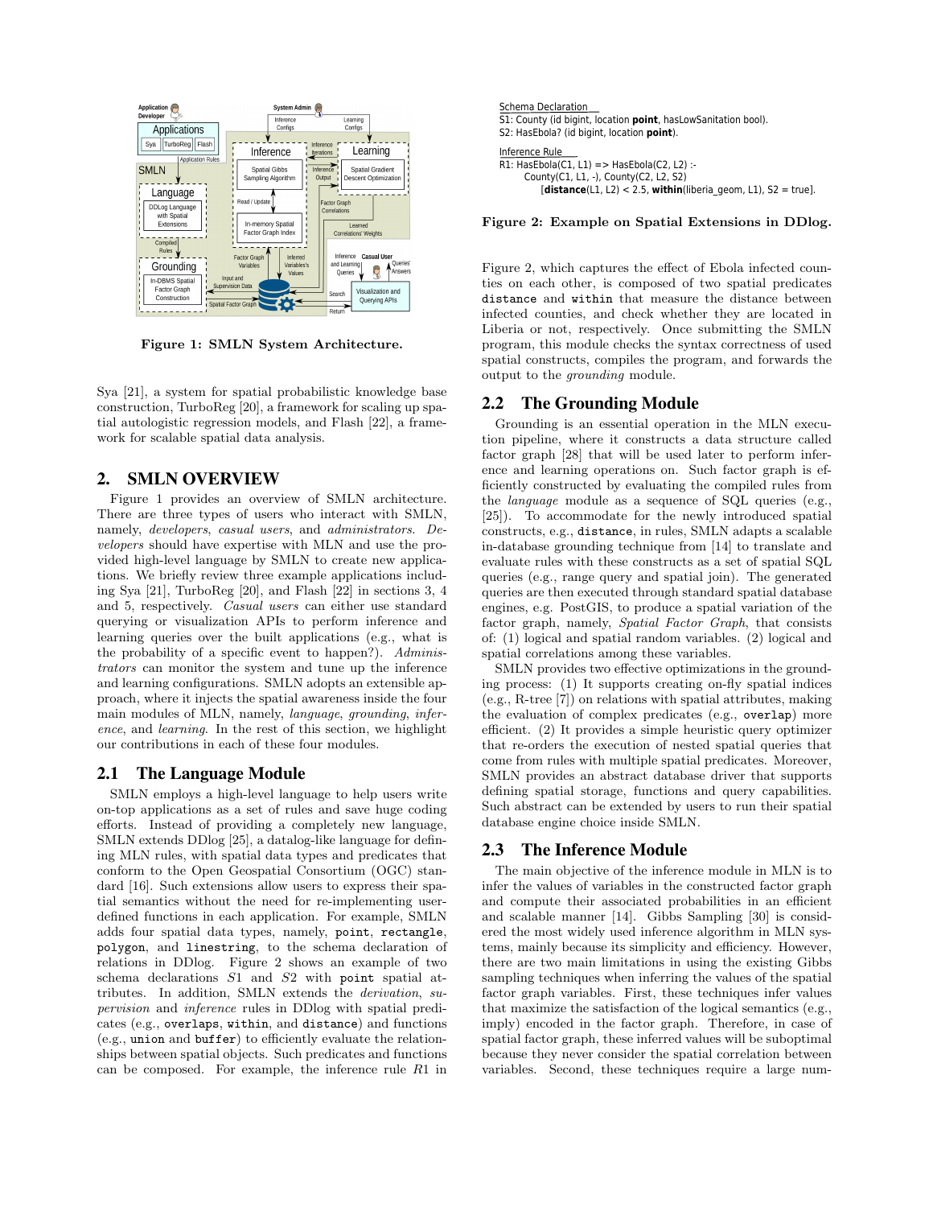Figure 1: SMLN System Architecture.

Sya [21], a system for spatial probabilistic knowledge base construction, TurboReg [20], a framework for scaling up spatial autologistic regression models, and Flash [22], a framework for scalable spatial data analysis.

## 2. SMLN OVERVIEW

Figure 1 provides an overview of SMLN architecture. There are three types of users who interact with SMLN, namely, *developers*, *casual users*, and *administrators*. *Developers* should have expertise with MLN and use the provided high-level language by SMLN to create new applications. We briefly review three example applications including Sya [21], TurboReg [20], and Flash [22] in sections 3, 4 and 5, respectively. *Casual users* can either use standard querying or visualization APIs to perform inference and learning queries over the built applications (e.g., what is the probability of a specific event to happen?). *Administrators* can monitor the system and tune up the inference and learning configurations. SMLN adopts an extensible approach, where it injects the spatial awareness inside the four main modules of MLN, namely, *language*, *grounding*, *inference*, and *learning*. In the rest of this section, we highlight our contributions in each of these four modules.

### 2.1 The Language Module

SMLN employs a high-level language to help users write on-top applications as a set of rules and save huge coding efforts. Instead of providing a completely new language, SMLN extends DDlog [25], a datalog-like language for defining MLN rules, with spatial data types and predicates that conform to the Open Geospatial Consortium (OGC) standard [16]. Such extensions allow users to express their spatial semantics without the need for re-implementing user-defined functions in each application. For example, SMLN adds four spatial data types, namely, `point`, `rectangle`, `polygon`, and `linestring`, to the schema declaration of relations in DDlog. Figure 2 shows an example of two schema declarations $S1$ and $S2$ with `point` spatial attributes. In addition, SMLN extends the *derivation*, *supervision* and *inference* rules in DDlog with spatial predicates (e.g., `overlaps`, `within`, and `distance`) and functions (e.g., `union` and `buffer`) to efficiently evaluate the relationships between spatial objects. Such predicates and functions can be composed. For example, the inference rule $R1$ in

```
Schema Declaration
S1: County (id bigint, location point, hasLowSanitation bool).
S2: HasEbola? (id bigint, location point).

Inference Rule
R1: HasEbola(C1, L1) => HasEbola(C2, L2) :-
      County(C1, L1, -), County(C2, L2, S2)
          [distance(L1, L2) < 2.5, within(liberia_geom, L1), S2 = true].
```

**Figure 2: Example on Spatial Extensions in DDlog.**

Figure 2, which captures the effect of Ebola infected counties on each other, is composed of two spatial predicates `distance` and `within` that measure the distance between infected counties, and check whether they are located in Liberia or not, respectively. Once submitting the SMLN program, this module checks the syntax correctness of used spatial constructs, compiles the program, and forwards the output to the *grounding* module.

### 2.2 The Grounding Module

Grounding is an essential operation in the MLN execution pipeline, where it constructs a data structure called factor graph [28] that will be used later to perform inference and learning operations on. Such factor graph is efficiently constructed by evaluating the compiled rules from the *language* module as a sequence of SQL queries (e.g., [25]). To accommodate for the newly introduced spatial constructs, e.g., `distance`, in rules, SMLN adapts a scalable in-database grounding technique from [14] to translate and evaluate rules with these constructs as a set of spatial SQL queries (e.g., range query and spatial join). The generated queries are then executed through standard spatial database engines, e.g. PostGIS, to produce a spatial variation of the factor graph, namely, *Spatial Factor Graph*, that consists of: (1) logical and spatial random variables. (2) logical and spatial correlations among these variables.

SMLN provides two effective optimizations in the grounding process: (1) It supports creating on-fly spatial indices (e.g., R-tree [7]) on relations with spatial attributes, making the evaluation of complex predicates (e.g., `overlap`) more efficient. (2) It provides a simple heuristic query optimizer that re-orders the execution of nested spatial queries that come from rules with multiple spatial predicates. Moreover, SMLN provides an abstract database driver that supports defining spatial storage, functions and query capabilities. Such abstract can be extended by users to run their spatial database engine choice inside SMLN.

### 2.3 The Inference Module

The main objective of the inference module in MLN is to infer the values of variables in the constructed factor graph and compute their associated probabilities in an efficient and scalable manner [14]. Gibbs Sampling [30] is considered the most widely used inference algorithm in MLN systems, mainly because its simplicity and efficiency. However, there are two main limitations in using the existing Gibbs sampling techniques when inferring the values of the spatial factor graph variables. First, these techniques infer values that maximize the satisfaction of the logical semantics (e.g., imply) encoded in the factor graph. Therefore, in case of spatial factor graph, these inferred values will be suboptimal because they never consider the spatial correlation between variables. Second, these techniques require a large num-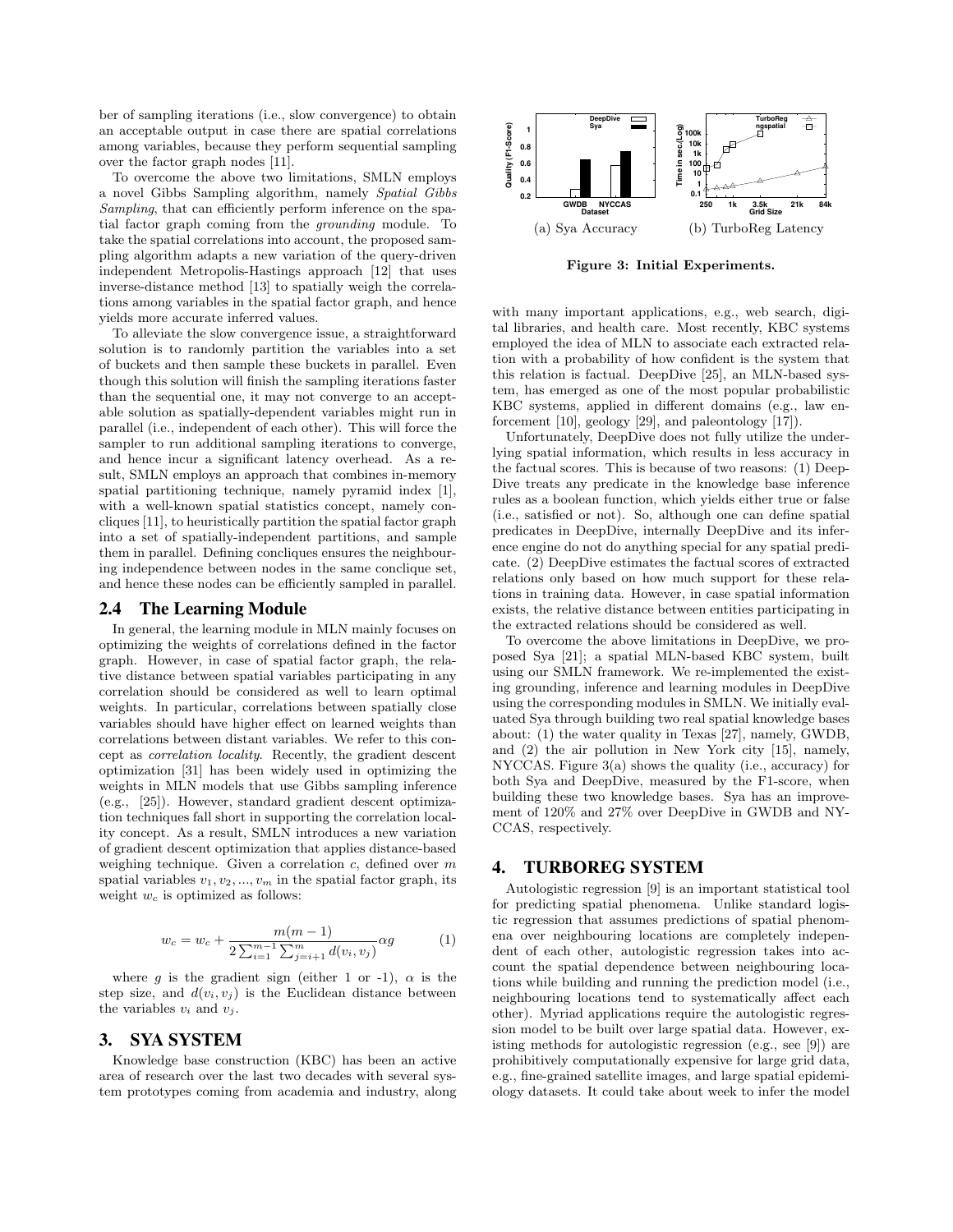ber of sampling iterations (i.e., slow convergence) to obtain an acceptable output in case there are spatial correlations among variables, because they perform sequential sampling over the factor graph nodes [11].

To overcome the above two limitations, SMLN employs a novel Gibbs Sampling algorithm, namely *Spatial Gibbs Sampling*, that can efficiently perform inference on the spatial factor graph coming from the *grounding* module. To take the spatial correlations into account, the proposed sampling algorithm adapts a new variation of the query-driven independent Metropolis-Hastings approach [12] that uses inverse-distance method [13] to spatially weigh the correlations among variables in the spatial factor graph, and hence yields more accurate inferred values.

To alleviate the slow convergence issue, a straightforward solution is to randomly partition the variables into a set of buckets and then sample these buckets in parallel. Even though this solution will finish the sampling iterations faster than the sequential one, it may not converge to an acceptable solution as spatially-dependent variables might run in parallel (i.e., independent of each other). This will force the sampler to run additional sampling iterations to converge, and hence incur a significant latency overhead. As a result, SMLN employs an approach that combines in-memory spatial partitioning technique, namely pyramid index [1], with a well-known spatial statistics concept, namely concliques [11], to heuristically partition the spatial factor graph into a set of spatially-independent partitions, and sample them in parallel. Defining concliques ensures the neighbouring independence between nodes in the same conclique set, and hence these nodes can be efficiently sampled in parallel.

## 2.4 The Learning Module

In general, the learning module in MLN mainly focuses on optimizing the weights of correlations defined in the factor graph. However, in case of spatial factor graph, the relative distance between spatial variables participating in any correlation should be considered as well to learn optimal weights. In particular, correlations between spatially close variables should have higher effect on learned weights than correlations between distant variables. We refer to this concept as *correlation locality*. Recently, the gradient descent optimization [31] has been widely used in optimizing the weights in MLN models that use Gibbs sampling inference (e.g., [25]). However, standard gradient descent optimization techniques fall short in supporting the correlation locality concept. As a result, SMLN introduces a new variation of gradient descent optimization that applies distance-based weighing technique. Given a correlation $c$, defined over $m$ spatial variables $v_1, v_2, ..., v_m$ in the spatial factor graph, its weight $w_c$ is optimized as follows:

$$w_c = w_c + \frac{m(m-1)}{2\sum_{i=1}^{m-1}\sum_{j=i+1}^{m} d(v_i, v_j)} \alpha g \qquad (1)$$

where $g$ is the gradient sign (either 1 or -1), $\alpha$ is the step size, and $d(v_i, v_j)$ is the Euclidean distance between the variables $v_i$ and $v_j$.

# 3. SYA SYSTEM

Knowledge base construction (KBC) has been an active area of research over the last two decades with several system prototypes coming from academia and industry, along with many important applications, e.g., web search, digital libraries, and health care. Most recently, KBC systems employed the idea of MLN to associate each extracted relation with a probability of how confident is the system that this relation is factual. DeepDive [25], an MLN-based system, has emerged as one of the most popular probabilistic KBC systems, applied in different domains (e.g., law enforcement [10], geology [29], and paleontology [17]).

Unfortunately, DeepDive does not fully utilize the underlying spatial information, which results in less accuracy in the factual scores. This is because of two reasons: (1) DeepDive treats any predicate in the knowledge base inference rules as a boolean function, which yields either true or false (i.e., satisfied or not). So, although one can define spatial predicates in DeepDive, internally DeepDive and its inference engine do not do anything special for any spatial predicate. (2) DeepDive estimates the factual scores of extracted relations only based on how much support for these relations in training data. However, in case spatial information exists, the relative distance between entities participating in the extracted relations should be considered as well.

To overcome the above limitations in DeepDive, we proposed Sya [21]; a spatial MLN-based KBC system, built using our SMLN framework. We re-implemented the existing grounding, inference and learning modules in DeepDive using the corresponding modules in SMLN. We initially evaluated Sya through building two real spatial knowledge bases about: (1) the water quality in Texas [27], namely, GWDB, and (2) the air pollution in New York city [15], namely, NYCCAS. Figure 3(a) shows the quality (i.e., accuracy) for both Sya and DeepDive, measured by the F1-score, when building these two knowledge bases. Sya has an improvement of 120% and 27% over DeepDive in GWDB and NYCCAS, respectively.

(a) Sya Accuracy (b) TurboReg Latency

**Figure 3: Initial Experiments.**

# 4. TURBOREG SYSTEM

Autologistic regression [9] is an important statistical tool for predicting spatial phenomena. Unlike standard logistic regression that assumes predictions of spatial phenomena over neighbouring locations are completely independent of each other, autologistic regression takes into account the spatial dependence between neighbouring locations while building and running the prediction model (i.e., neighbouring locations tend to systematically affect each other). Myriad applications require the autologistic regression model to be built over large spatial data. However, existing methods for autologistic regression (e.g., see [9]) are prohibitively computationally expensive for large grid data, e.g., fine-grained satellite images, and large spatial epidemiology datasets. It could take about week to infer the model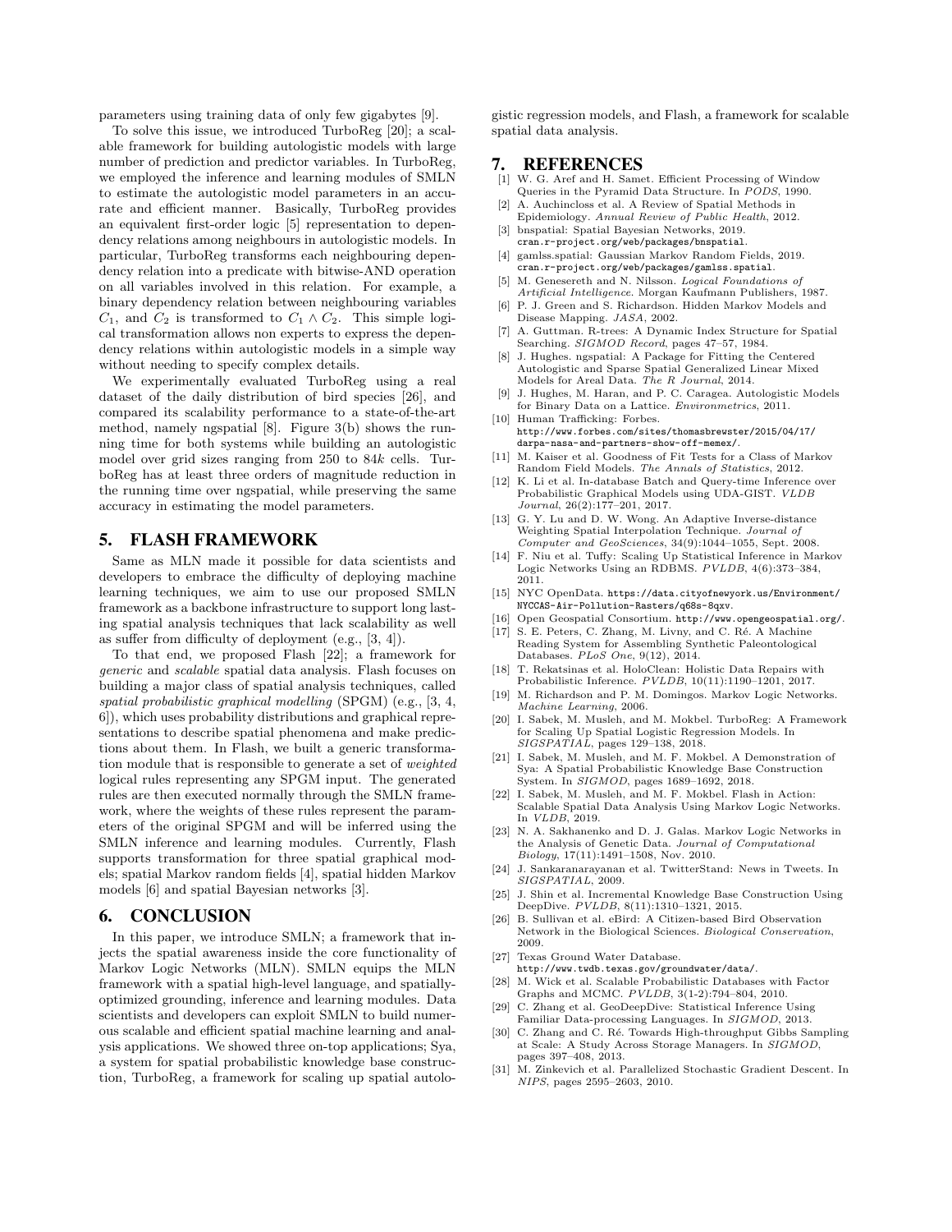parameters using training data of only few gigabytes [9].

To solve this issue, we introduced TurboReg [20]; a scalable framework for building autologistic models with large number of prediction and predictor variables. In TurboReg, we employed the inference and learning modules of SMLN to estimate the autologistic model parameters in an accurate and efficient manner. Basically, TurboReg provides an equivalent first-order logic [5] representation to dependency relations among neighbours in autologistic models. In particular, TurboReg transforms each neighbouring dependency relation into a predicate with bitwise-AND operation on all variables involved in this relation. For example, a binary dependency relation between neighbouring variables $C_1$, and $C_2$ is transformed to $C_1 \wedge C_2$. This simple logical transformation allows non experts to express the dependency relations within autologistic models in a simple way without needing to specify complex details.

We experimentally evaluated TurboReg using a real dataset of the daily distribution of bird species [26], and compared its scalability performance to a state-of-the-art method, namely ngspatial [8]. Figure 3(b) shows the running time for both systems while building an autologistic model over grid sizes ranging from 250 to 84*k* cells. TurboReg has at least three orders of magnitude reduction in the running time over ngspatial, while preserving the same accuracy in estimating the model parameters.

## 5. FLASH FRAMEWORK

Same as MLN made it possible for data scientists and developers to embrace the difficulty of deploying machine learning techniques, we aim to use our proposed SMLN framework as a backbone infrastructure to support long lasting spatial analysis techniques that lack scalability as well as suffer from difficulty of deployment (e.g., [3, 4]).

To that end, we proposed Flash [22]; a framework for *generic* and *scalable* spatial data analysis. Flash focuses on building a major class of spatial analysis techniques, called *spatial probabilistic graphical modelling* (SPGM) (e.g., [3, 4, 6]), which uses probability distributions and graphical representations to describe spatial phenomena and make predictions about them. In Flash, we built a generic transformation module that is responsible to generate a set of *weighted* logical rules representing any SPGM input. The generated rules are then executed normally through the SMLN framework, where the weights of these rules represent the parameters of the original SPGM and will be inferred using the SMLN inference and learning modules. Currently, Flash supports transformation for three spatial graphical models; spatial Markov random fields [4], spatial hidden Markov models [6] and spatial Bayesian networks [3].

## 6. CONCLUSION

In this paper, we introduce SMLN; a framework that injects the spatial awareness inside the core functionality of Markov Logic Networks (MLN). SMLN equips the MLN framework with a spatial high-level language, and spatially-optimized grounding, inference and learning modules. Data scientists and developers can exploit SMLN to build numerous scalable and efficient spatial machine learning and analysis applications. We showed three on-top applications; Sya, a system for spatial probabilistic knowledge base construction, TurboReg, a framework for scaling up spatial autologistic regression models, and Flash, a framework for scalable spatial data analysis.

## 7. REFERENCES

[1] W. G. Aref and H. Samet. Efficient Processing of Window Queries in the Pyramid Data Structure. In *PODS*, 1990.

[2] A. Auchincloss et al. A Review of Spatial Methods in Epidemiology. *Annual Review of Public Health*, 2012.

[3] bnspatial: Spatial Bayesian Networks, 2019. `cran.r-project.org/web/packages/bnspatial`.

[4] gamlss.spatial: Gaussian Markov Random Fields, 2019. `cran.r-project.org/web/packages/gamlss.spatial`.

[5] M. Genesereth and N. Nilsson. *Logical Foundations of Artificial Intelligence*. Morgan Kaufmann Publishers, 1987.

[6] P. J. Green and S. Richardson. Hidden Markov Models and Disease Mapping. *JASA*, 2002.

[7] A. Guttman. R-trees: A Dynamic Index Structure for Spatial Searching. *SIGMOD Record*, pages 47–57, 1984.

[8] J. Hughes. ngspatial: A Package for Fitting the Centered Autologistic and Sparse Spatial Generalized Linear Mixed Models for Areal Data. *The R Journal*, 2014.

[9] J. Hughes, M. Haran, and P. C. Caragea. Autologistic Models for Binary Data on a Lattice. *Environmetrics*, 2011.

[10] Human Trafficking: Forbes. `http://www.forbes.com/sites/thomasbrewster/2015/04/17/darpa-nasa-and-partners-show-off-memex/`.

[11] M. Kaiser et al. Goodness of Fit Tests for a Class of Markov Random Field Models. *The Annals of Statistics*, 2012.

[12] K. Li et al. In-database Batch and Query-time Inference over Probabilistic Graphical Models using UDA-GIST. *VLDB Journal*, 26(2):177–201, 2017.

[13] G. Y. Lu and D. W. Wong. An Adaptive Inverse-distance Weighting Spatial Interpolation Technique. *Journal of Computer and GeoSciences*, 34(9):1044–1055, Sept. 2008.

[14] F. Niu et al. Tuffy: Scaling Up Statistical Inference in Markov Logic Networks Using an RDBMS. *PVLDB*, 4(6):373–384, 2011.

[15] NYC OpenData. `https://data.cityofnewyork.us/Environment/NYCCAS-Air-Pollution-Rasters/q68s-8qxv`.

[16] Open Geospatial Consortium. `http://www.opengeospatial.org/`.

[17] S. E. Peters, C. Zhang, M. Livny, and C. Ré. A Machine Reading System for Assembling Synthetic Paleontological Databases. *PLoS One*, 9(12), 2014.

[18] T. Rekatsinas et al. HoloClean: Holistic Data Repairs with Probabilistic Inference. *PVLDB*, 10(11):1190–1201, 2017.

[19] M. Richardson and P. M. Domingos. Markov Logic Networks. *Machine Learning*, 2006.

[20] I. Sabek, M. Musleh, and M. Mokbel. TurboReg: A Framework for Scaling Up Spatial Logistic Regression Models. In *SIGSPATIAL*, pages 129–138, 2018.

[21] I. Sabek, M. Musleh, and M. F. Mokbel. A Demonstration of Sya: A Spatial Probabilistic Knowledge Base Construction System. In *SIGMOD*, pages 1689–1692, 2018.

[22] I. Sabek, M. Musleh, and M. F. Mokbel. Flash in Action: Scalable Spatial Data Analysis Using Markov Logic Networks. In *VLDB*, 2019.

[23] N. A. Sakhanenko and D. J. Galas. Markov Logic Networks in the Analysis of Genetic Data. *Journal of Computational Biology*, 17(11):1491–1508, Nov. 2010.

[24] J. Sankaranarayanan et al. TwitterStand: News in Tweets. In *SIGSPATIAL*, 2009.

[25] J. Shin et al. Incremental Knowledge Base Construction Using DeepDive. *PVLDB*, 8(11):1310–1321, 2015.

[26] B. Sullivan et al. eBird: A Citizen-based Bird Observation Network in the Biological Sciences. *Biological Conservation*, 2009.

[27] Texas Ground Water Database. `http://www.twdb.texas.gov/groundwater/data/`.

[28] M. Wick et al. Scalable Probabilistic Databases with Factor Graphs and MCMC. *PVLDB*, 3(1-2):794–804, 2010.

[29] C. Zhang et al. GeoDeepDive: Statistical Inference Using Familiar Data-processing Languages. In *SIGMOD*, 2013.

[30] C. Zhang and C. Ré. Towards High-throughput Gibbs Sampling at Scale: A Study Across Storage Managers. In *SIGMOD*, pages 397–408, 2013.

[31] M. Zinkevich et al. Parallelized Stochastic Gradient Descent. In *NIPS*, pages 2595–2603, 2010.